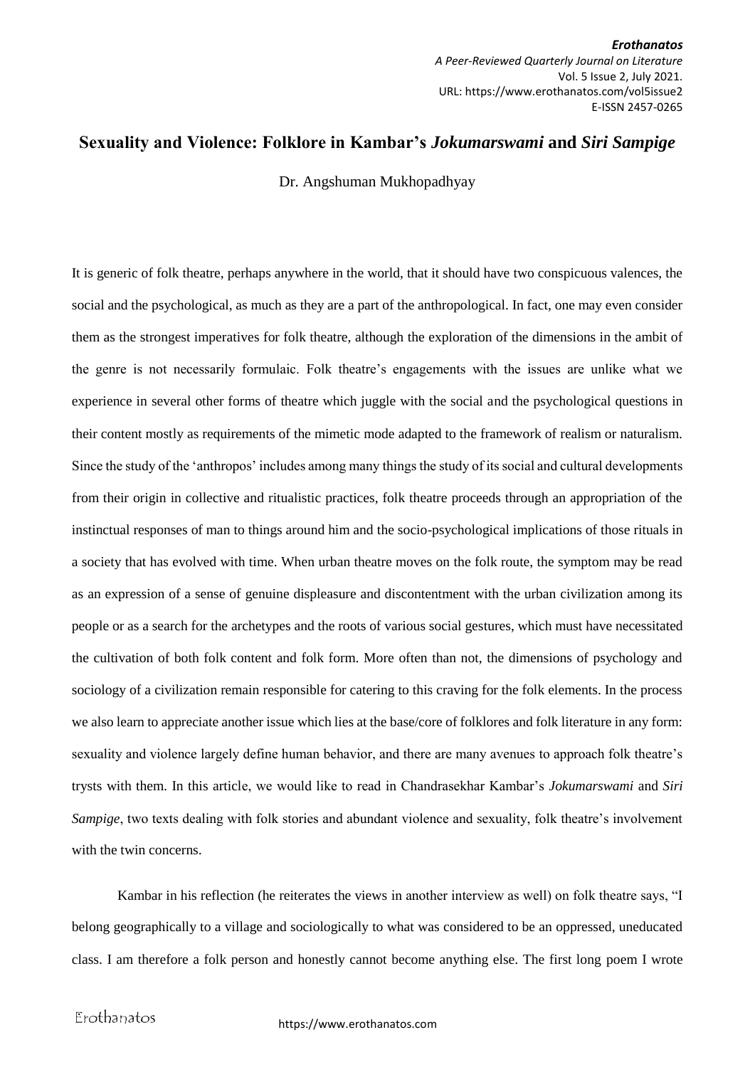# Sexuality and Violence: Folklore in Kambar's *Jokumarswami* and *Siri Sampige*

Dr. Angshuman Mukhopadhyay

It is generic of folk theatre, perhaps anywhere in the world, that it should have two conspicuous valences, the social and the psychological, as much as they are a part of the anthropological. In fact, one may even consider them as the strongest imperatives for folk theatre, although the exploration of the dimensions in the ambit of the genre is not necessarily formulaic. Folk theatre's engagements with the issues are unlike what we experience in several other forms of theatre which juggle with the social and the psychological questions in their content mostly as requirements of the mimetic mode adapted to the framework of realism or naturalism. Since the study of the 'anthropos' includes among many things the study of its social and cultural developments from their origin in collective and ritualistic practices, folk theatre proceeds through an appropriation of the instinctual responses of man to things around him and the socio-psychological implications of those rituals in a society that has evolved with time. When urban theatre moves on the folk route, the symptom may be read as an expression of a sense of genuine displeasure and discontentment with the urban civilization among its people or as a search for the archetypes and the roots of various social gestures, which must have necessitated the cultivation of both folk content and folk form. More often than not, the dimensions of psychology and sociology of a civilization remain responsible for catering to this craving for the folk elements. In the process we also learn to appreciate another issue which lies at the base/core of folklores and folk literature in any form: sexuality and violence largely define human behavior, and there are many avenues to approach folk theatre's trysts with them. In this article, we would like to read in Chandrasekhar Kambar's *Jokumarswami* and *Siri Sampige*, two texts dealing with folk stories and abundant violence and sexuality, folk theatre's involvement with the twin concerns.

Kambar in his reflection (he reiterates the views in another interview as well) on folk theatre says, "I belong geographically to a village and sociologically to what was considered to be an oppressed, uneducated class. I am therefore a folk person and honestly cannot become anything else. The first long poem I wrote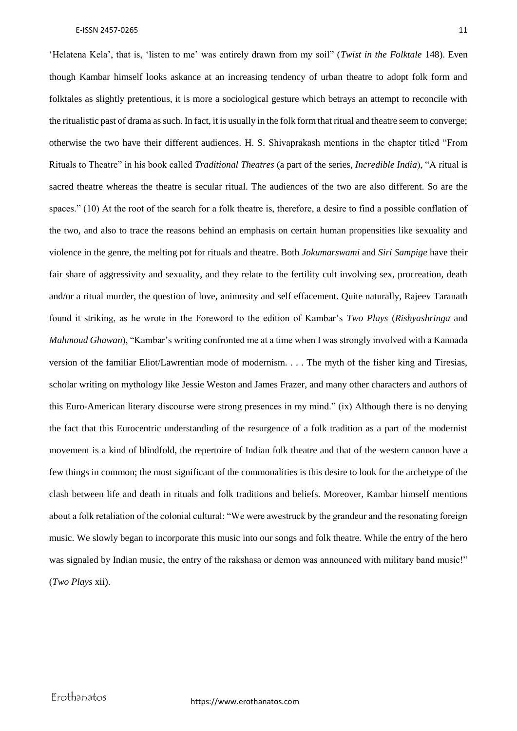'Helatena Kela', that is, 'listen to me' was entirely drawn from my soil" (*Twist in the Folktale* 148). Even though Kambar himself looks askance at an increasing tendency of urban theatre to adopt folk form and folktales as slightly pretentious, it is more a sociological gesture which betrays an attempt to reconcile with the ritualistic past of drama as such. In fact, it is usually in the folk form that ritual and theatre seem to converge; otherwise the two have their different audiences. H. S. Shivaprakash mentions in the chapter titled "From Rituals to Theatre" in his book called *Traditional Theatres* (a part of the series, *Incredible India*), "A ritual is sacred theatre whereas the theatre is secular ritual. The audiences of the two are also different. So are the spaces." (10) At the root of the search for a folk theatre is, therefore, a desire to find a possible conflation of the two, and also to trace the reasons behind an emphasis on certain human propensities like sexuality and violence in the genre, the melting pot for rituals and theatre. Both *Jokumarswami* and *Siri Sampige* have their fair share of aggressivity and sexuality, and they relate to the fertility cult involving sex, procreation, death and/or a ritual murder, the question of love, animosity and self effacement. Quite naturally, Rajeev Taranath found it striking, as he wrote in the Foreword to the edition of Kambar's *Two Plays* (*Rishyashringa* and *Mahmoud Ghawan*), "Kambar's writing confronted me at a time when I was strongly involved with a Kannada version of the familiar Eliot/Lawrentian mode of modernism. . . . The myth of the fisher king and Tiresias, scholar writing on mythology like Jessie Weston and James Frazer, and many other characters and authors of this Euro-American literary discourse were strong presences in my mind." (ix) Although there is no denying the fact that this Eurocentric understanding of the resurgence of a folk tradition as a part of the modernist movement is a kind of blindfold, the repertoire of Indian folk theatre and that of the western cannon have a few things in common; the most significant of the commonalities is this desire to look for the archetype of the clash between life and death in rituals and folk traditions and beliefs. Moreover, Kambar himself mentions about a folk retaliation of the colonial cultural: "We were awestruck by the grandeur and the resonating foreign music. We slowly began to incorporate this music into our songs and folk theatre. While the entry of the hero was signaled by Indian music, the entry of the rakshasa or demon was announced with military band music!" (*Two Plays* xii).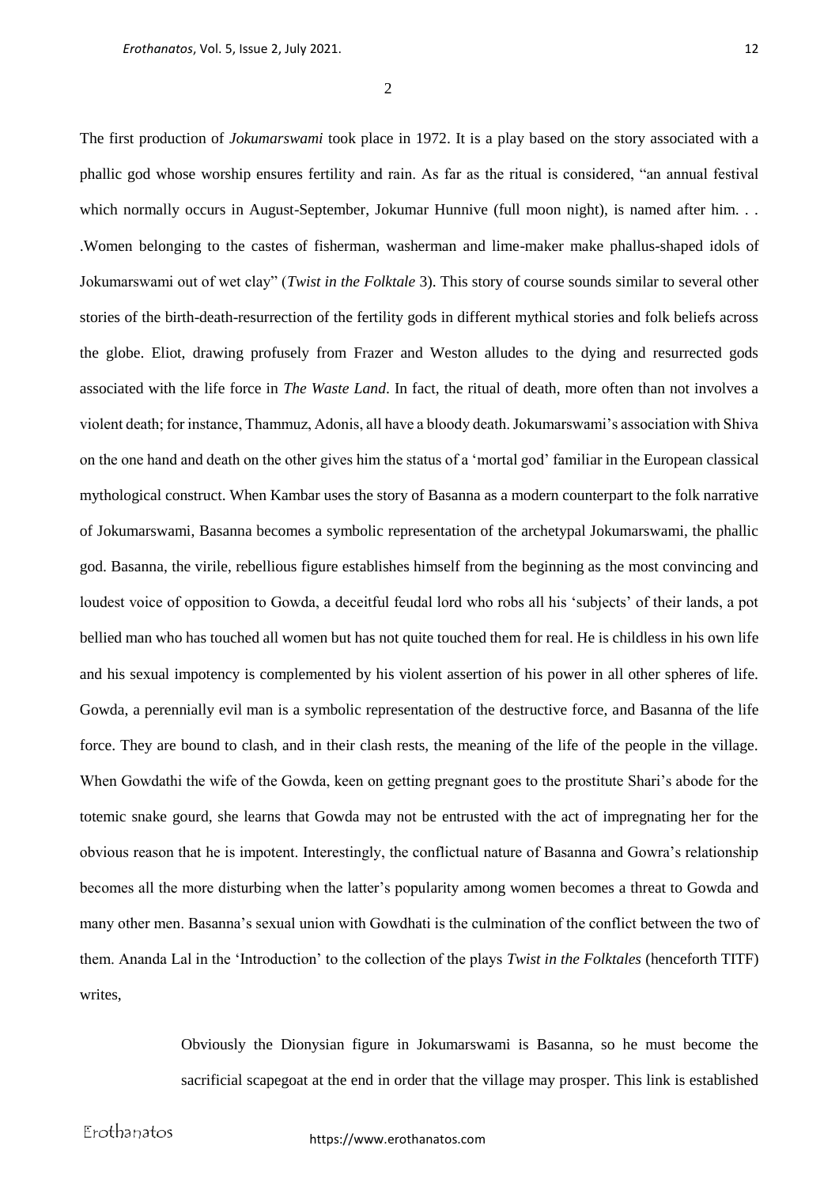2

The first production of *Jokumarswami* took place in 1972. It is a play based on the story associated with a phallic god whose worship ensures fertility and rain. As far as the ritual is considered, "an annual festival which normally occurs in August-September, Jokumar Hunnive (full moon night), is named after him. . . .Women belonging to the castes of fisherman, washerman and lime-maker make phallus-shaped idols of Jokumarswami out of wet clay" (*Twist in the Folktale* 3). This story of course sounds similar to several other stories of the birth-death-resurrection of the fertility gods in different mythical stories and folk beliefs across the globe. Eliot, drawing profusely from Frazer and Weston alludes to the dying and resurrected gods associated with the life force in *The Waste Land*. In fact, the ritual of death, more often than not involves a violent death; for instance, Thammuz, Adonis, all have a bloody death. Jokumarswami's association with Shiva on the one hand and death on the other gives him the status of a 'mortal god' familiar in the European classical mythological construct. When Kambar uses the story of Basanna as a modern counterpart to the folk narrative of Jokumarswami, Basanna becomes a symbolic representation of the archetypal Jokumarswami, the phallic god. Basanna, the virile, rebellious figure establishes himself from the beginning as the most convincing and loudest voice of opposition to Gowda, a deceitful feudal lord who robs all his 'subjects' of their lands, a pot bellied man who has touched all women but has not quite touched them for real. He is childless in his own life and his sexual impotency is complemented by his violent assertion of his power in all other spheres of life. Gowda, a perennially evil man is a symbolic representation of the destructive force, and Basanna of the life force. They are bound to clash, and in their clash rests, the meaning of the life of the people in the village. When Gowdathi the wife of the Gowda, keen on getting pregnant goes to the prostitute Shari's abode for the totemic snake gourd, she learns that Gowda may not be entrusted with the act of impregnating her for the obvious reason that he is impotent. Interestingly, the conflictual nature of Basanna and Gowra's relationship becomes all the more disturbing when the latter's popularity among women becomes a threat to Gowda and many other men. Basanna's sexual union with Gowdhati is the culmination of the conflict between the two of them. Ananda Lal in the 'Introduction' to the collection of the plays *Twist in the Folktales* (henceforth TITF) writes,

> Obviously the Dionysian figure in Jokumarswami is Basanna, so he must become the sacrificial scapegoat at the end in order that the village may prosper. This link is established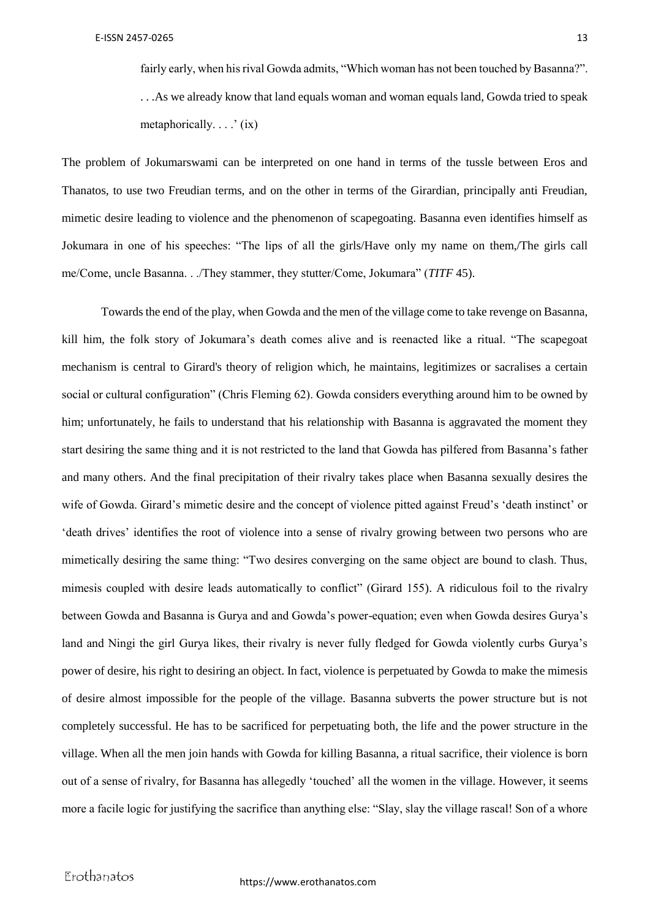> fairly early, when his rival Gowda admits, "Which woman has not been touched by Basanna?". . . .As we already know that land equals woman and woman equals land, Gowda tried to speak metaphorically. . . .' (ix)

The problem of Jokumarswami can be interpreted on one hand in terms of the tussle between Eros and Thanatos, to use two Freudian terms, and on the other in terms of the Girardian, principally anti Freudian, mimetic desire leading to violence and the phenomenon of scapegoating. Basanna even identifies himself as Jokumara in one of his speeches: "The lips of all the girls/Have only my name on them,/The girls call me/Come, uncle Basanna. . ./They stammer, they stutter/Come, Jokumara" (*TITF* 45).

Towards the end of the play, when Gowda and the men of the village come to take revenge on Basanna, kill him, the folk story of Jokumara's death comes alive and is reenacted like a ritual. "The scapegoat mechanism is central to Girard's theory of religion which, he maintains, legitimizes or sacralises a certain social or cultural configuration" (Chris Fleming 62). Gowda considers everything around him to be owned by him; unfortunately, he fails to understand that his relationship with Basanna is aggravated the moment they start desiring the same thing and it is not restricted to the land that Gowda has pilfered from Basanna's father and many others. And the final precipitation of their rivalry takes place when Basanna sexually desires the wife of Gowda. Girard's mimetic desire and the concept of violence pitted against Freud's 'death instinct' or 'death drives' identifies the root of violence into a sense of rivalry growing between two persons who are mimetically desiring the same thing: "Two desires converging on the same object are bound to clash. Thus, mimesis coupled with desire leads automatically to conflict" (Girard 155). A ridiculous foil to the rivalry between Gowda and Basanna is Gurya and and Gowda's power-equation; even when Gowda desires Gurya's land and Ningi the girl Gurya likes, their rivalry is never fully fledged for Gowda violently curbs Gurya's power of desire, his right to desiring an object. In fact, violence is perpetuated by Gowda to make the mimesis of desire almost impossible for the people of the village. Basanna subverts the power structure but is not completely successful. He has to be sacrificed for perpetuating both, the life and the power structure in the village. When all the men join hands with Gowda for killing Basanna, a ritual sacrifice, their violence is born out of a sense of rivalry, for Basanna has allegedly 'touched' all the women in the village. However, it seems more a facile logic for justifying the sacrifice than anything else: "Slay, slay the village rascal! Son of a whore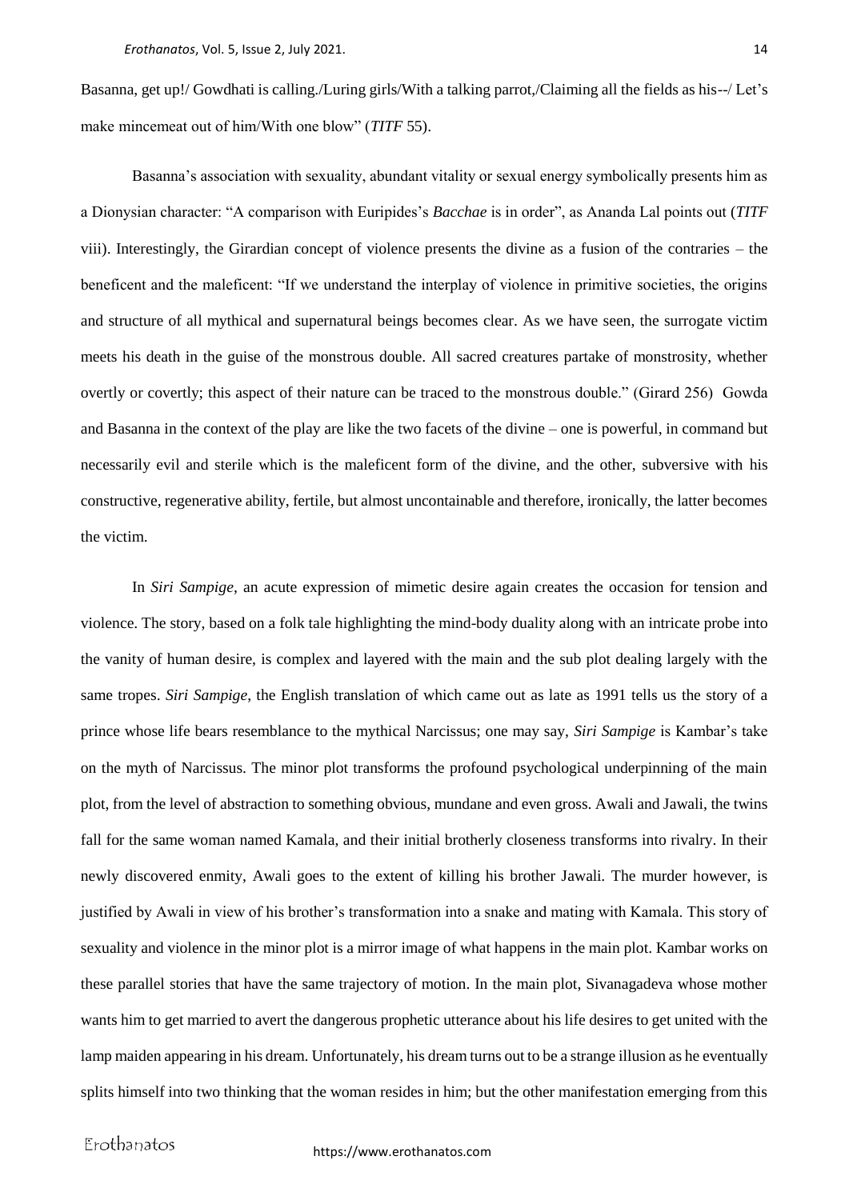Basanna, get up!/ Gowdhati is calling./Luring girls/With a talking parrot,/Claiming all the fields as his--/ Let's make mincemeat out of him/With one blow" (*TITF* 55).

Basanna's association with sexuality, abundant vitality or sexual energy symbolically presents him as a Dionysian character: "A comparison with Euripides's *Bacchae* is in order", as Ananda Lal points out (*TITF* viii). Interestingly, the Girardian concept of violence presents the divine as a fusion of the contraries – the beneficent and the maleficent: "If we understand the interplay of violence in primitive societies, the origins and structure of all mythical and supernatural beings becomes clear. As we have seen, the surrogate victim meets his death in the guise of the monstrous double. All sacred creatures partake of monstrosity, whether overtly or covertly; this aspect of their nature can be traced to the monstrous double." (Girard 256) Gowda and Basanna in the context of the play are like the two facets of the divine – one is powerful, in command but necessarily evil and sterile which is the maleficent form of the divine, and the other, subversive with his constructive, regenerative ability, fertile, but almost uncontainable and therefore, ironically, the latter becomes the victim.

In *Siri Sampige*, an acute expression of mimetic desire again creates the occasion for tension and violence. The story, based on a folk tale highlighting the mind-body duality along with an intricate probe into the vanity of human desire, is complex and layered with the main and the sub plot dealing largely with the same tropes. *Siri Sampige*, the English translation of which came out as late as 1991 tells us the story of a prince whose life bears resemblance to the mythical Narcissus; one may say, *Siri Sampige* is Kambar's take on the myth of Narcissus. The minor plot transforms the profound psychological underpinning of the main plot, from the level of abstraction to something obvious, mundane and even gross. Awali and Jawali, the twins fall for the same woman named Kamala, and their initial brotherly closeness transforms into rivalry. In their newly discovered enmity, Awali goes to the extent of killing his brother Jawali. The murder however, is justified by Awali in view of his brother's transformation into a snake and mating with Kamala. This story of sexuality and violence in the minor plot is a mirror image of what happens in the main plot. Kambar works on these parallel stories that have the same trajectory of motion. In the main plot, Sivanagadeva whose mother wants him to get married to avert the dangerous prophetic utterance about his life desires to get united with the lamp maiden appearing in his dream. Unfortunately, his dream turns out to be a strange illusion as he eventually splits himself into two thinking that the woman resides in him; but the other manifestation emerging from this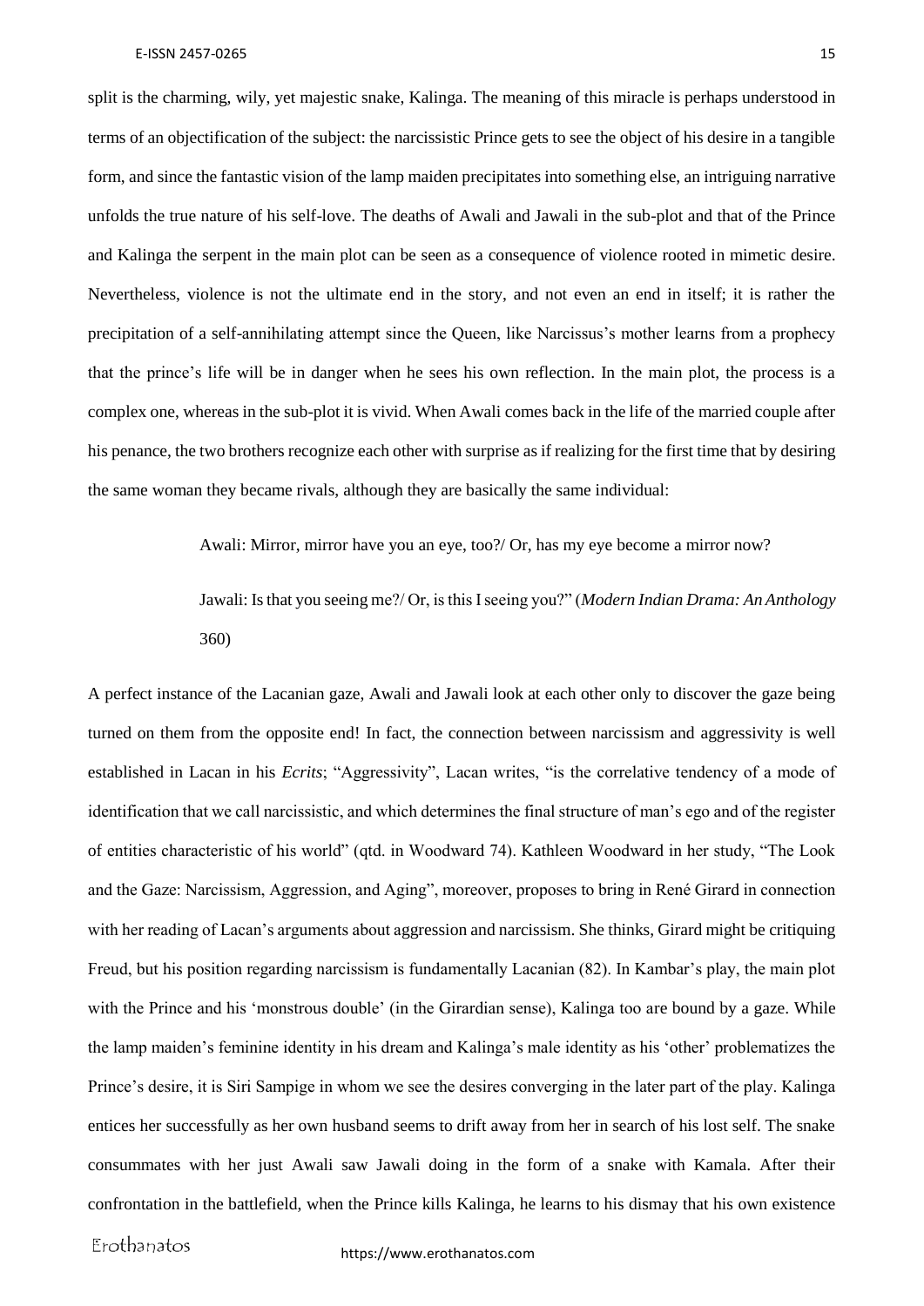split is the charming, wily, yet majestic snake, Kalinga. The meaning of this miracle is perhaps understood in terms of an objectification of the subject: the narcissistic Prince gets to see the object of his desire in a tangible form, and since the fantastic vision of the lamp maiden precipitates into something else, an intriguing narrative unfolds the true nature of his self-love. The deaths of Awali and Jawali in the sub-plot and that of the Prince and Kalinga the serpent in the main plot can be seen as a consequence of violence rooted in mimetic desire. Nevertheless, violence is not the ultimate end in the story, and not even an end in itself; it is rather the precipitation of a self-annihilating attempt since the Queen, like Narcissus's mother learns from a prophecy that the prince's life will be in danger when he sees his own reflection. In the main plot, the process is a complex one, whereas in the sub-plot it is vivid. When Awali comes back in the life of the married couple after his penance, the two brothers recognize each other with surprise as if realizing for the first time that by desiring the same woman they became rivals, although they are basically the same individual:

> Awali: Mirror, mirror have you an eye, too?/ Or, has my eye become a mirror now?
>
> Jawali: Is that you seeing me?/ Or, is this I seeing you?" (*Modern Indian Drama: An Anthology* 360)

A perfect instance of the Lacanian gaze, Awali and Jawali look at each other only to discover the gaze being turned on them from the opposite end! In fact, the connection between narcissism and aggressivity is well established in Lacan in his *Ecrits*; "Aggressivity", Lacan writes, "is the correlative tendency of a mode of identification that we call narcissistic, and which determines the final structure of man's ego and of the register of entities characteristic of his world" (qtd. in Woodward 74). Kathleen Woodward in her study, "The Look and the Gaze: Narcissism, Aggression, and Aging", moreover, proposes to bring in René Girard in connection with her reading of Lacan's arguments about aggression and narcissism. She thinks, Girard might be critiquing Freud, but his position regarding narcissism is fundamentally Lacanian (82). In Kambar's play, the main plot with the Prince and his 'monstrous double' (in the Girardian sense), Kalinga too are bound by a gaze. While the lamp maiden's feminine identity in his dream and Kalinga's male identity as his 'other' problematizes the Prince's desire, it is Siri Sampige in whom we see the desires converging in the later part of the play. Kalinga entices her successfully as her own husband seems to drift away from her in search of his lost self. The snake consummates with her just Awali saw Jawali doing in the form of a snake with Kamala. After their confrontation in the battlefield, when the Prince kills Kalinga, he learns to his dismay that his own existence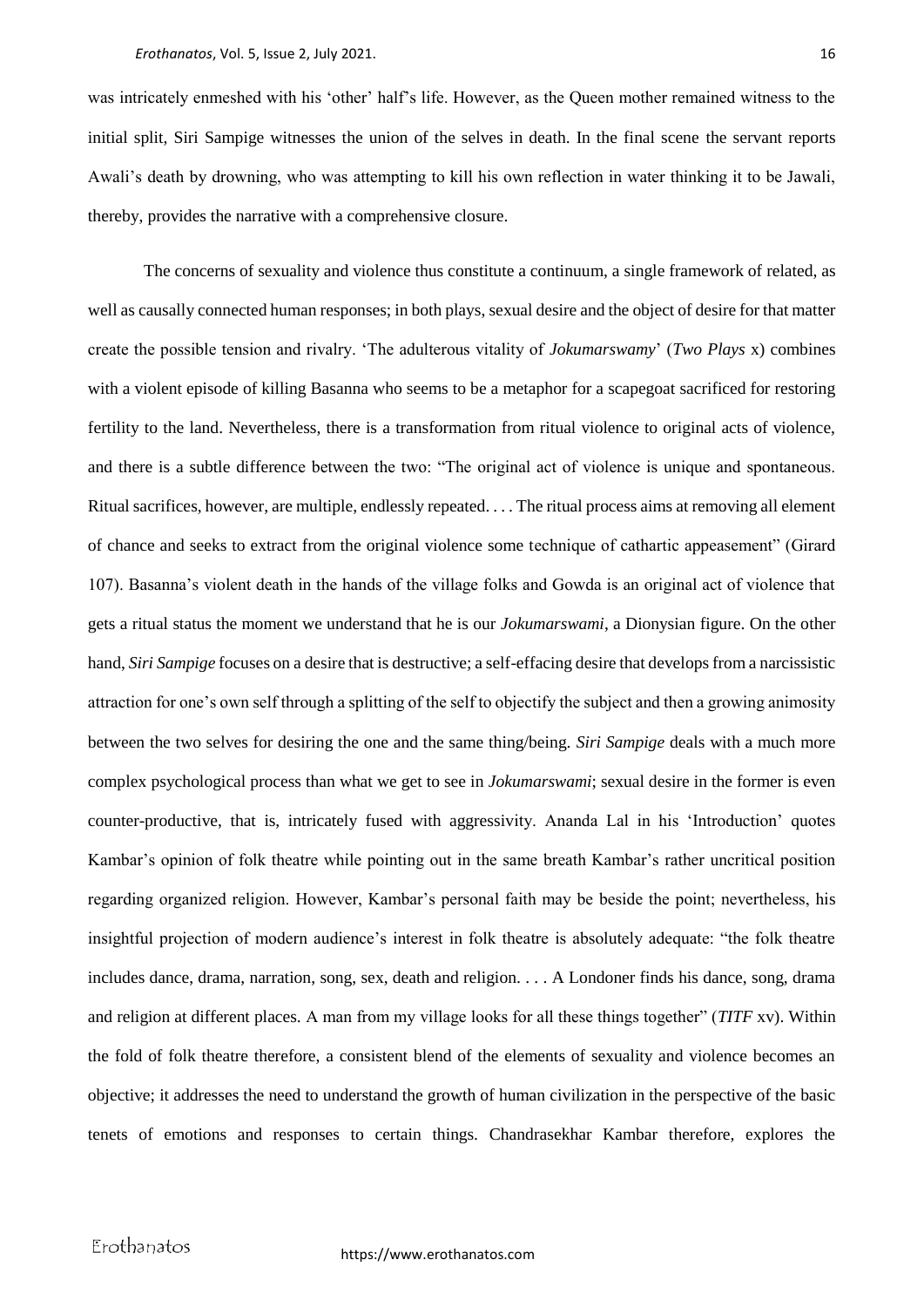was intricately enmeshed with his 'other' half's life. However, as the Queen mother remained witness to the initial split, Siri Sampige witnesses the union of the selves in death. In the final scene the servant reports Awali's death by drowning, who was attempting to kill his own reflection in water thinking it to be Jawali, thereby, provides the narrative with a comprehensive closure.

The concerns of sexuality and violence thus constitute a continuum, a single framework of related, as well as causally connected human responses; in both plays, sexual desire and the object of desire for that matter create the possible tension and rivalry. 'The adulterous vitality of *Jokumarswamy*' (*Two Plays* x) combines with a violent episode of killing Basanna who seems to be a metaphor for a scapegoat sacrificed for restoring fertility to the land. Nevertheless, there is a transformation from ritual violence to original acts of violence, and there is a subtle difference between the two: "The original act of violence is unique and spontaneous. Ritual sacrifices, however, are multiple, endlessly repeated. . . . The ritual process aims at removing all element of chance and seeks to extract from the original violence some technique of cathartic appeasement" (Girard 107). Basanna's violent death in the hands of the village folks and Gowda is an original act of violence that gets a ritual status the moment we understand that he is our *Jokumarswami*, a Dionysian figure. On the other hand, *Siri Sampige* focuses on a desire that is destructive; a self-effacing desire that develops from a narcissistic attraction for one's own self through a splitting of the self to objectify the subject and then a growing animosity between the two selves for desiring the one and the same thing/being. *Siri Sampige* deals with a much more complex psychological process than what we get to see in *Jokumarswami*; sexual desire in the former is even counter-productive, that is, intricately fused with aggressivity. Ananda Lal in his 'Introduction' quotes Kambar's opinion of folk theatre while pointing out in the same breath Kambar's rather uncritical position regarding organized religion. However, Kambar's personal faith may be beside the point; nevertheless, his insightful projection of modern audience's interest in folk theatre is absolutely adequate: "the folk theatre includes dance, drama, narration, song, sex, death and religion. . . . A Londoner finds his dance, song, drama and religion at different places. A man from my village looks for all these things together" (*TITF* xv). Within the fold of folk theatre therefore, a consistent blend of the elements of sexuality and violence becomes an objective; it addresses the need to understand the growth of human civilization in the perspective of the basic tenets of emotions and responses to certain things. Chandrasekhar Kambar therefore, explores the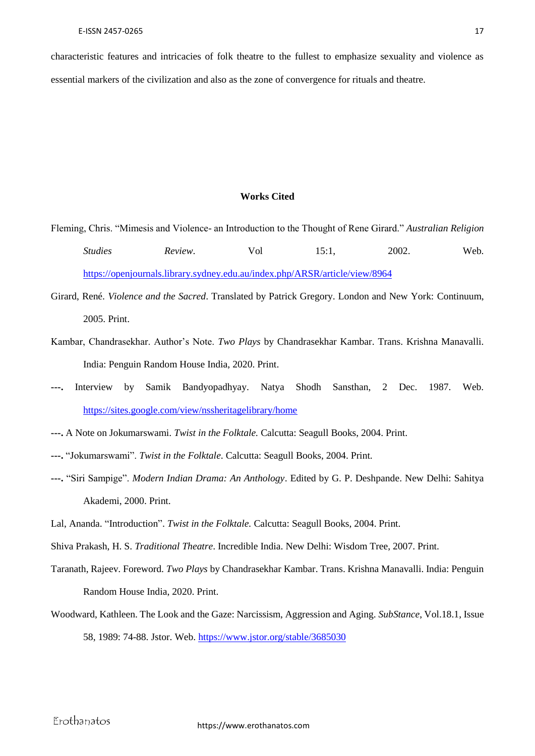characteristic features and intricacies of folk theatre to the fullest to emphasize sexuality and violence as essential markers of the civilization and also as the zone of convergence for rituals and theatre.

## Works Cited

Fleming, Chris. "Mimesis and Violence- an Introduction to the Thought of Rene Girard." *Australian Religion Studies Review*. Vol 15:1, 2002. Web. https://openjournals.library.sydney.edu.au/index.php/ARSR/article/view/8964

Girard, René. *Violence and the Sacred*. Translated by Patrick Gregory. London and New York: Continuum, 2005. Print.

Kambar, Chandrasekhar. Author's Note. *Two Plays* by Chandrasekhar Kambar. Trans. Krishna Manavalli. India: Penguin Random House India, 2020. Print.

**---.** Interview by Samik Bandyopadhyay. Natya Shodh Sansthan, 2 Dec. 1987. Web. https://sites.google.com/view/nssheritagelibrary/home

**---.** A Note on Jokumarswami. *Twist in the Folktale.* Calcutta: Seagull Books, 2004. Print.

**---.** "Jokumarswami". *Twist in the Folktale.* Calcutta: Seagull Books, 2004. Print.

**---.** "Siri Sampige". *Modern Indian Drama: An Anthology*. Edited by G. P. Deshpande. New Delhi: Sahitya Akademi, 2000. Print.

Lal, Ananda. "Introduction". *Twist in the Folktale.* Calcutta: Seagull Books, 2004. Print.

Shiva Prakash, H. S. *Traditional Theatre*. Incredible India. New Delhi: Wisdom Tree, 2007. Print.

Taranath, Rajeev. Foreword. *Two Plays* by Chandrasekhar Kambar. Trans. Krishna Manavalli. India: Penguin Random House India, 2020. Print.

Woodward, Kathleen. The Look and the Gaze: Narcissism, Aggression and Aging. *SubStance*, Vol.18.1, Issue 58, 1989: 74-88. Jstor. Web. https://www.jstor.org/stable/3685030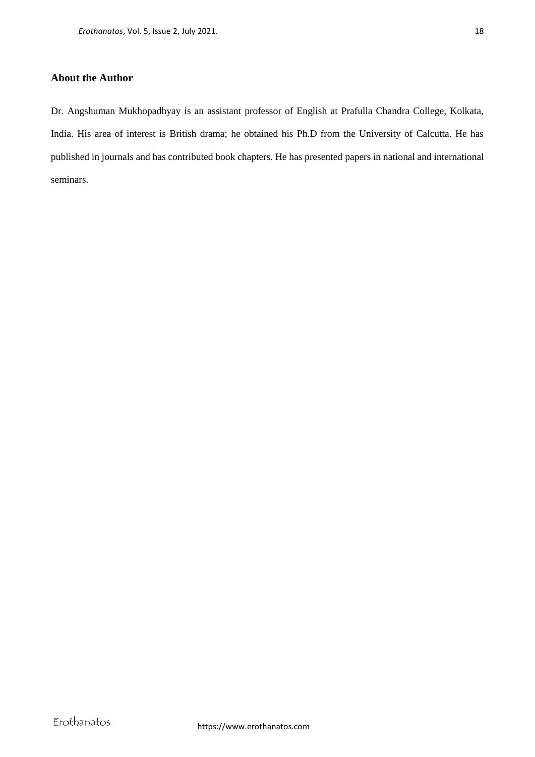## About the Author

Dr. Angshuman Mukhopadhyay is an assistant professor of English at Prafulla Chandra College, Kolkata, India. His area of interest is British drama; he obtained his Ph.D from the University of Calcutta. He has published in journals and has contributed book chapters. He has presented papers in national and international seminars.